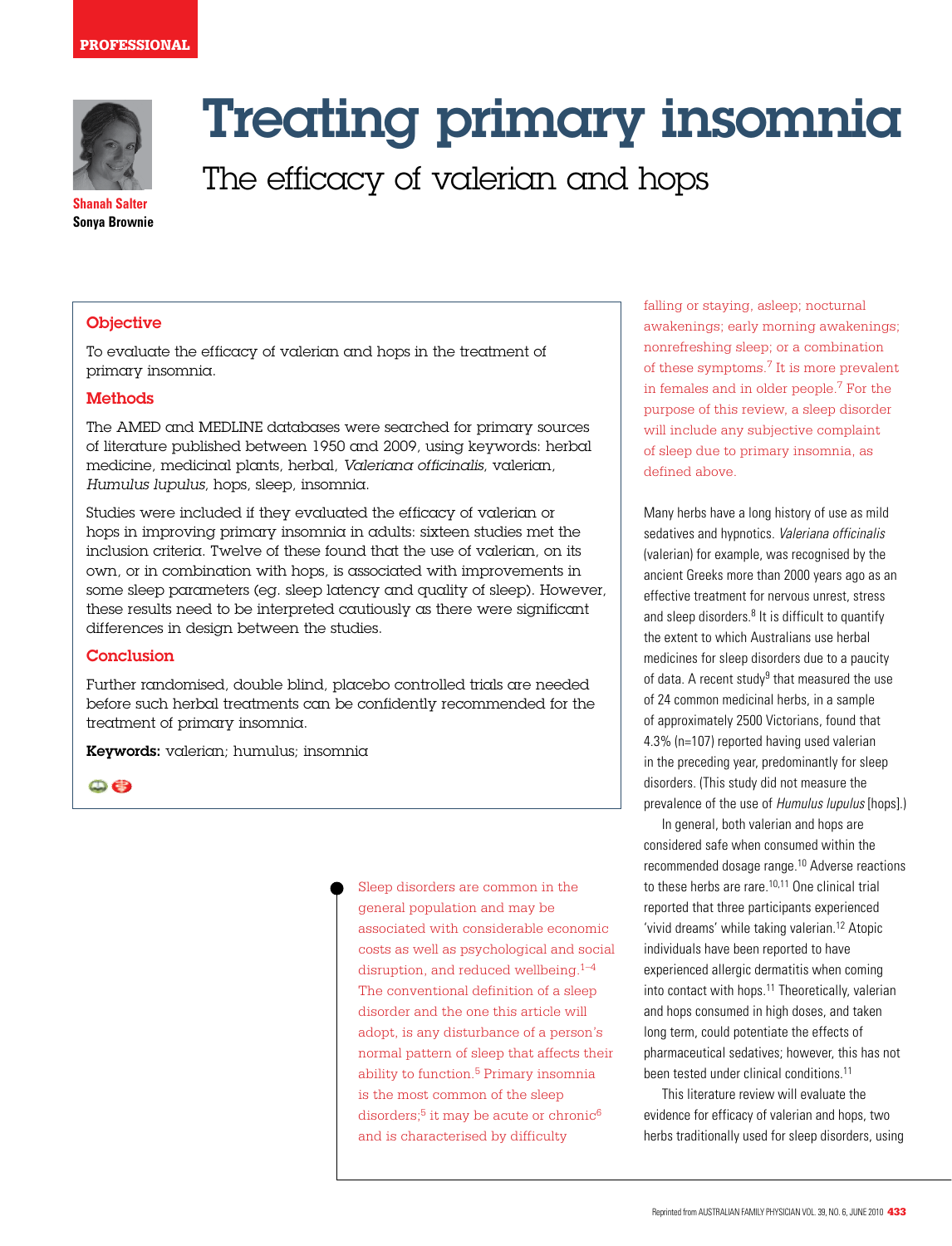PROFESSIONAL

# Treating primary insomnia

## The efficacy of valerian and hops

**Shanah Salter**
**Sonya Brownie**

### Objective

To evaluate the efficacy of valerian and hops in the treatment of primary insomnia.

### Methods

The AMED and MEDLINE databases were searched for primary sources of literature published between 1950 and 2009, using keywords: herbal medicine, medicinal plants, herbal, *Valeriana officinalis*, valerian, *Humulus lupulus*, hops, sleep, insomnia.

Studies were included if they evaluated the efficacy of valerian or hops in improving primary insomnia in adults: sixteen studies met the inclusion criteria. Twelve of these found that the use of valerian, on its own, or in combination with hops, is associated with improvements in some sleep parameters (eg. sleep latency and quality of sleep). However, these results need to be interpreted cautiously as there were significant differences in design between the studies.

### Conclusion

Further randomised, double blind, placebo controlled trials are needed before such herbal treatments can be confidently recommended for the treatment of primary insomnia.

**Keywords:** valerian; humulus; insomnia

Sleep disorders are common in the general population and may be associated with considerable economic costs as well as psychological and social disruption, and reduced wellbeing.[1–4] The conventional definition of a sleep disorder and the one this article will adopt, is any disturbance of a person's normal pattern of sleep that affects their ability to function.[5] Primary insomnia is the most common of the sleep disorders;[5] it may be acute or chronic[6] and is characterised by difficulty falling or staying, asleep; nocturnal awakenings; early morning awakenings; nonrefreshing sleep; or a combination of these symptoms.[7] It is more prevalent in females and in older people.[7] For the purpose of this review, a sleep disorder will include any subjective complaint of sleep due to primary insomnia, as defined above.

Many herbs have a long history of use as mild sedatives and hypnotics. *Valeriana officinalis* (valerian) for example, was recognised by the ancient Greeks more than 2000 years ago as an effective treatment for nervous unrest, stress and sleep disorders.[8] It is difficult to quantify the extent to which Australians use herbal medicines for sleep disorders due to a paucity of data. A recent study[9] that measured the use of 24 common medicinal herbs, in a sample of approximately 2500 Victorians, found that 4.3% (n=107) reported having used valerian in the preceding year, predominantly for sleep disorders. (This study did not measure the prevalence of the use of *Humulus lupulus* [hops].)

In general, both valerian and hops are considered safe when consumed within the recommended dosage range.[10] Adverse reactions to these herbs are rare.[10,11] One clinical trial reported that three participants experienced 'vivid dreams' while taking valerian.[12] Atopic individuals have been reported to have experienced allergic dermatitis when coming into contact with hops.[11] Theoretically, valerian and hops consumed in high doses, and taken long term, could potentiate the effects of pharmaceutical sedatives; however, this has not been tested under clinical conditions.[11]

This literature review will evaluate the evidence for efficacy of valerian and hops, two herbs traditionally used for sleep disorders, using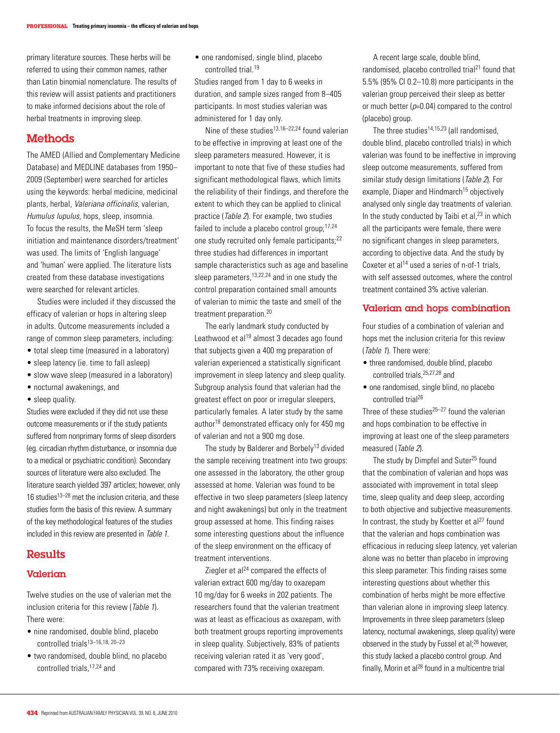primary literature sources. These herbs will be referred to using their common names, rather than Latin binomial nomenclature. The results of this review will assist patients and practitioners to make informed decisions about the role of herbal treatments in improving sleep.

## Methods

The AMED (Allied and Complementary Medicine Database) and MEDLINE databases from 1950–2009 (September) were searched for articles using the keywords: herbal medicine, medicinal plants, herbal, *Valeriana officinalis*, valerian, *Humulus lupulus*, hops, sleep, insomnia. To focus the results, the MeSH term 'sleep initiation and maintenance disorders/treatment' was used. The limits of 'English language' and 'human' were applied. The literature lists created from these database investigations were searched for relevant articles.

Studies were included if they discussed the efficacy of valerian or hops in altering sleep in adults. Outcome measurements included a range of common sleep parameters, including:

- total sleep time (measured in a laboratory)
- sleep latency (ie. time to fall asleep)
- slow wave sleep (measured in a laboratory)
- nocturnal awakenings, and
- sleep quality.

Studies were excluded if they did not use these outcome measurements or if the study patients suffered from nonprimary forms of sleep disorders (eg. circadian rhythm disturbance, or insomnia due to a medical or psychiatric condition). Secondary sources of literature were also excluded. The literature search yielded 397 articles; however, only 16 studies[13–28] met the inclusion criteria, and these studies form the basis of this review. A summary of the key methodological features of the studies included in this review are presented in *Table 1*.

## Results

### Valerian

Twelve studies on the use of valerian met the inclusion criteria for this review (*Table 1*). There were:

- nine randomised, double blind, placebo controlled trials[13–16,18, 20–23]
- two randomised, double blind, no placebo controlled trials,[17,24] and
- one randomised, single blind, placebo controlled trial.[19]

Studies ranged from 1 day to 6 weeks in duration, and sample sizes ranged from 8–405 participants. In most studies valerian was administered for 1 day only.

Nine of these studies[13,16–22,24] found valerian to be effective in improving at least one of the sleep parameters measured. However, it is important to note that five of these studies had significant methodological flaws, which limits the reliability of their findings, and therefore the extent to which they can be applied to clinical practice (*Table 2*). For example, two studies failed to include a placebo control group;[17,24] one study recruited only female participants;[22] three studies had differences in important sample characteristics such as age and baseline sleep parameters,[13,22,24] and in one study the control preparation contained small amounts of valerian to mimic the taste and smell of the treatment preparation.[20]

The early landmark study conducted by Leathwood et al[19] almost 3 decades ago found that subjects given a 400 mg preparation of valerian experienced a statistically significant improvement in sleep latency and sleep quality. Subgroup analysis found that valerian had the greatest effect on poor or irregular sleepers, particularly females. A later study by the same author[18] demonstrated efficacy only for 450 mg of valerian and not a 900 mg dose.

The study by Balderer and Borbely[13] divided the sample receiving treatment into two groups: one assessed in the laboratory, the other group assessed at home. Valerian was found to be effective in two sleep parameters (sleep latency and night awakenings) but only in the treatment group assessed at home. This finding raises some interesting questions about the influence of the sleep environment on the efficacy of treatment interventions.

Ziegler et al[24] compared the effects of valerian extract 600 mg/day to oxazepam 10 mg/day for 6 weeks in 202 patients. The researchers found that the valerian treatment was at least as efficacious as oxazepam, with both treatment groups reporting improvements in sleep quality. Subjectively, 83% of patients receiving valerian rated it as 'very good', compared with 73% receiving oxazepam.

A recent large scale, double blind, randomised, placebo controlled trial[21] found that 5.5% (95% CI 0.2–10.8) more participants in the valerian group perceived their sleep as better or much better ($p$=0.04) compared to the control (placebo) group.

The three studies[14,15,23] (all randomised, double blind, placebo controlled trials) in which valerian was found to be ineffective in improving sleep outcome measurements, suffered from similar study design limitations (*Table 2*). For example, Diaper and Hindmarch[15] objectively analysed only single day treatments of valerian. In the study conducted by Taibi et al,[23] in which all the participants were female, there were no significant changes in sleep parameters, according to objective data. And the study by Coxeter et al[14] used a series of n-of-1 trials, with self assessed outcomes, where the control treatment contained 3% active valerian.

### Valerian and hops combination

Four studies of a combination of valerian and hops met the inclusion criteria for this review (*Table 1*). There were:

- three randomised, double blind, placebo controlled trials,[25,27,28] and
- one randomised, single blind, no placebo controlled trial[26]

Three of these studies[25–27] found the valerian and hops combination to be effective in improving at least one of the sleep parameters measured (*Table 2*).

The study by Dimpfel and Suter[25] found that the combination of valerian and hops was associated with improvement in total sleep time, sleep quality and deep sleep, according to both objective and subjective measurements. In contrast, the study by Koetter et al[27] found that the valerian and hops combination was efficacious in reducing sleep latency, yet valerian alone was no better than placebo in improving this sleep parameter. This finding raises some interesting questions about whether this combination of herbs might be more effective than valerian alone in improving sleep latency. Improvements in three sleep parameters (sleep latency, nocturnal awakenings, sleep quality) were observed in the study by Fussel et al;[26] however, this study lacked a placebo control group. And finally, Morin et al[28] found in a multicentre trial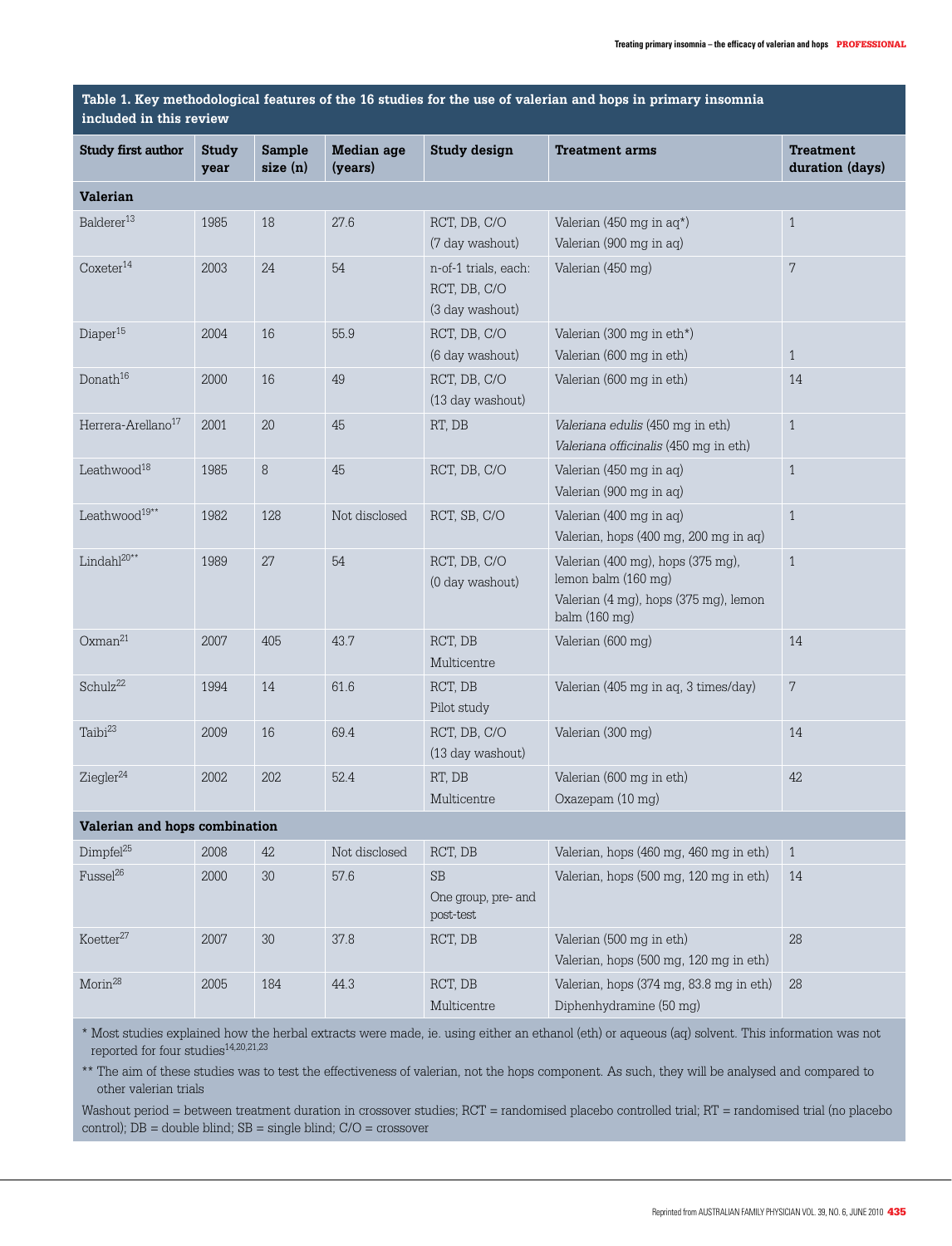**Table 1. Key methodological features of the 16 studies for the use of valerian and hops in primary insomnia included in this review**

| Study first author | Study year | Sample size (n) | Median age (years) | Study design | Treatment arms | Treatment duration (days) |
|---|---|---|---|---|---|---|
| **Valerian** | | | | | | |
| Balderer[13] | 1985 | 18 | 27.6 | RCT, DB, C/O (7 day washout) | Valerian (450 mg in aq*) Valerian (900 mg in aq) | 1 |
| Coxeter[14] | 2003 | 24 | 54 | n-of-1 trials, each: RCT, DB, C/O (3 day washout) | Valerian (450 mg) | 7 |
| Diaper[15] | 2004 | 16 | 55.9 | RCT, DB, C/O (6 day washout) | Valerian (300 mg in eth*) Valerian (600 mg in eth) | 1 |
| Donath[16] | 2000 | 16 | 49 | RCT, DB, C/O (13 day washout) | Valerian (600 mg in eth) | 14 |
| Herrera-Arellano[17] | 2001 | 20 | 45 | RT, DB | *Valeriana edulis* (450 mg in eth) *Valeriana officinalis* (450 mg in eth) | 1 |
| Leathwood[18] | 1985 | 8 | 45 | RCT, DB, C/O | Valerian (450 mg in aq) Valerian (900 mg in aq) | 1 |
| Leathwood[19**] | 1982 | 128 | Not disclosed | RCT, SB, C/O | Valerian (400 mg in aq) Valerian, hops (400 mg, 200 mg in aq) | 1 |
| Lindahl[20**] | 1989 | 27 | 54 | RCT, DB, C/O (0 day washout) | Valerian (400 mg), hops (375 mg), lemon balm (160 mg) Valerian (4 mg), hops (375 mg), lemon balm (160 mg) | 1 |
| Oxman[21] | 2007 | 405 | 43.7 | RCT, DB Multicentre | Valerian (600 mg) | 14 |
| Schulz[22] | 1994 | 14 | 61.6 | RCT, DB Pilot study | Valerian (405 mg in aq, 3 times/day) | 7 |
| Taibi[23] | 2009 | 16 | 69.4 | RCT, DB, C/O (13 day washout) | Valerian (300 mg) | 14 |
| Ziegler[24] | 2002 | 202 | 52.4 | RT, DB Multicentre | Valerian (600 mg in eth) Oxazepam (10 mg) | 42 |
| **Valerian and hops combination** | | | | | | |
| Dimpfel[25] | 2008 | 42 | Not disclosed | RCT, DB | Valerian, hops (460 mg, 460 mg in eth) | 1 |
| Fussel[26] | 2000 | 30 | 57.6 | SB One group, pre- and post-test | Valerian, hops (500 mg, 120 mg in eth) | 14 |
| Koetter[27] | 2007 | 30 | 37.8 | RCT, DB | Valerian (500 mg in eth) Valerian, hops (500 mg, 120 mg in eth) | 28 |
| Morin[28] | 2005 | 184 | 44.3 | RCT, DB Multicentre | Valerian, hops (374 mg, 83.8 mg in eth) Diphenhydramine (50 mg) | 28 |

\* Most studies explained how the herbal extracts were made, ie. using either an ethanol (eth) or aqueous (aq) solvent. This information was not reported for four studies[14,20,21,23]

\*\* The aim of these studies was to test the effectiveness of valerian, not the hops component. As such, they will be analysed and compared to other valerian trials

Washout period = between treatment duration in crossover studies; RCT = randomised placebo controlled trial; RT = randomised trial (no placebo control); DB = double blind; SB = single blind; C/O = crossover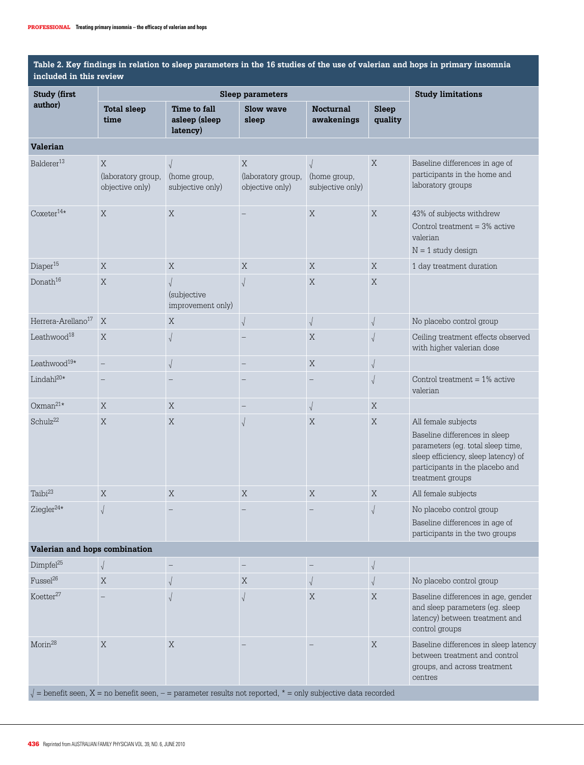**Table 2. Key findings in relation to sleep parameters in the 16 studies of the use of valerian and hops in primary insomnia included in this review**

| Study (first author) | Sleep parameters | | | | | Study limitations |
|---|---|---|---|---|---|---|
| | Total sleep time | Time to fall asleep (sleep latency) | Slow wave sleep | Nocturnal awakenings | Sleep quality | |
| **Valerian** | | | | | | |
| Balderer[13] | X (laboratory group, objective only) | √ (home group, subjective only) | X (laboratory group, objective only) | √ (home group, subjective only) | X | Baseline differences in age of participants in the home and laboratory groups |
| Coxeter[14]* | X | X | – | X | X | 43% of subjects withdrew<br>Control treatment = 3% active valerian<br>N = 1 study design |
| Diaper[15] | X | X | X | X | X | 1 day treatment duration |
| Donath[16] | X | √ (subjective improvement only) | √ | X | X | |
| Herrera-Arellano[17] | X | X | √ | √ | √ | No placebo control group |
| Leathwood[18] | X | √ | – | X | √ | Ceiling treatment effects observed with higher valerian dose |
| Leathwood[19]* | – | √ | – | X | √ | |
| Lindahl[20]* | – | – | – | – | √ | Control treatment = 1% active valerian |
| Oxman[21]* | X | X | – | √ | X | |
| Schulz[22] | X | X | √ | X | X | All female subjects<br>Baseline differences in sleep parameters (eg. total sleep time, sleep efficiency, sleep latency) of participants in the placebo and treatment groups |
| Taibi[23] | X | X | X | X | X | All female subjects |
| Ziegler[24]* | √ | – | – | – | √ | No placebo control group<br>Baseline differences in age of participants in the two groups |
| **Valerian and hops combination** | | | | | | |
| Dimpfel[25] | √ | – | – | – | √ | |
| Fussel[26] | X | √ | X | √ | √ | No placebo control group |
| Koetter[27] | – | √ | √ | X | X | Baseline differences in age, gender and sleep parameters (eg. sleep latency) between treatment and control groups |
| Morin[28] | X | X | – | – | X | Baseline differences in sleep latency between treatment and control groups, and across treatment centres |

√ = benefit seen, X = no benefit seen, – = parameter results not reported, * = only subjective data recorded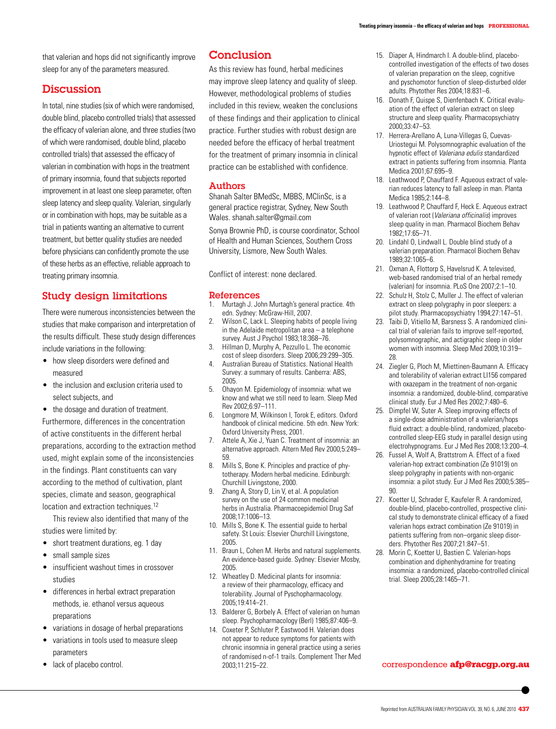that valerian and hops did not significantly improve sleep for any of the parameters measured.

## Discussion

In total, nine studies (six of which were randomised, double blind, placebo controlled trials) that assessed the efficacy of valerian alone, and three studies (two of which were randomised, double blind, placebo controlled trials) that assessed the efficacy of valerian in combination with hops in the treatment of primary insomnia, found that subjects reported improvement in at least one sleep parameter, often sleep latency and sleep quality. Valerian, singularly or in combination with hops, may be suitable as a trial in patients wanting an alternative to current treatment, but better quality studies are needed before physicians can confidently promote the use of these herbs as an effective, reliable approach to treating primary insomnia.

## Study design limitations

There were numerous inconsistencies between the studies that make comparison and interpretation of the results difficult. These study design differences include variations in the following:

- how sleep disorders were defined and measured
- the inclusion and exclusion criteria used to select subjects, and
- the dosage and duration of treatment.

Furthermore, differences in the concentration of active constituents in the different herbal preparations, according to the extraction method used, might explain some of the inconsistencies in the findings. Plant constituents can vary according to the method of cultivation, plant species, climate and season, geographical location and extraction techniques.[12]

This review also identified that many of the studies were limited by:

- short treatment durations, eg. 1 day
- small sample sizes
- insufficient washout times in crossover studies
- differences in herbal extract preparation methods, ie. ethanol versus aqueous preparations
- variations in dosage of herbal preparations
- variations in tools used to measure sleep parameters
- lack of placebo control.

## Conclusion

As this review has found, herbal medicines may improve sleep latency and quality of sleep. However, methodological problems of studies included in this review, weaken the conclusions of these findings and their application to clinical practice. Further studies with robust design are needed before the efficacy of herbal treatment for the treatment of primary insomnia in clinical practice can be established with confidence.

### Authors

Shanah Salter BMedSc, MBBS, MClinSc, is a general practice registrar, Sydney, New South Wales. shanah.salter@gmail.com

Sonya Brownie PhD, is course coordinator, School of Health and Human Sciences, Southern Cross University, Lismore, New South Wales.

Conflict of interest: none declared.

### References

1. Murtagh J. John Murtagh's general practice. 4th edn. Sydney: McGraw-Hill, 2007.
2. Wilson C, Lack L. Sleeping habits of people living in the Adelaide metropolitan area – a telephone survey. Aust J Psychol 1983;18:368–76.
3. Hillman D, Murphy A, Pezzullo L. The economic cost of sleep disorders. Sleep 2006;29:299–305.
4. Australian Bureau of Statistics. National Health Survey: a summary of results. Canberra: ABS, 2005.
5. Ohayon M. Epidemiology of insomnia: what we know and what we still need to learn. Sleep Med Rev 2002;6:97–111.
6. Longmore M, Wilkinson I, Torok E, editors. Oxford handbook of clinical medicine. 5th edn. New York: Oxford University Press, 2001.
7. Attele A, Xie J, Yuan C. Treatment of insomnia: an alternative approach. Altern Med Rev 2000;5:249–59.
8. Mills S, Bone K. Principles and practice of phytotherapy. Modern herbal medicine. Edinburgh: Churchill Livingstone, 2000.
9. Zhang A, Story D, Lin V, et al. A population survey on the use of 24 common medicinal herbs in Australia. Pharmacoepidemiol Drug Saf 2008;17:1006–13.
10. Mills S, Bone K. The essential guide to herbal safety. St Louis: Elsevier Churchill Livingstone, 2005.
11. Braun L, Cohen M. Herbs and natural supplements. An evidence-based guide. Sydney: Elsevier Mosby, 2005.
12. Wheatley D. Medicinal plants for insomnia: a review of their pharmacology, efficacy and tolerability. Journal of Pyschopharmacology. 2005;19:414–21.
13. Balderer G, Borbely A. Effect of valerian on human sleep. Psychopharmacology (Berl) 1985;87:406–9.
14. Coxeter P, Schluter P, Eastwood H. Valerian does not appear to reduce symptoms for patients with chronic insomnia in general practice using a series of randomised n-of-1 trails. Complement Ther Med 2003;11:215–22.
15. Diaper A, Hindmarch I. A double-blind, placebo-controlled investigation of the effects of two doses of valerian preparation on the sleep, cognitive and pyschomotor function of sleep-disturbed older adults. Phytother Res 2004;18:831–6.
16. Donath F, Quispe S, Dienfenbach K. Critical evaluation of the effect of valerian extract on sleep structure and sleep quality. Pharmacopsychiatry 2000;33:47–53.
17. Herrera-Arellano A, Luna-Villegas G, Cuevas-Uriostegui M. Polysomnographic evaluation of the hypnotic effect of *Valeriana edulis* standardized extract in patients suffering from insomnia. Planta Medica 2001;67:695–9.
18. Leathwood P, Chauffard F. Aqueous extract of valerian reduces latency to fall asleep in man. Planta Medica 1985;2:144–8.
19. Leathwood P, Chauffard F, Heck E. Aqueous extract of valerian root (*Valeriana officinalis*) improves sleep quality in man. Pharmacol Biochem Behav 1982;17:65–71.
20. Lindahl O, Lindwall L. Double blind study of a valerian preparation. Pharmacol Biochem Behav 1989;32:1065–6.
21. Oxman A, Flottorp S, Havelsrud K. A televised, web-based randomised trial of an herbal remedy (valerian) for insomnia. PLoS One 2007;2:1–10.
22. Schulz H, Stolz C, Muller J. The effect of valerian extract on sleep polygraphy in poor sleepers: a pilot study. Pharmacopsychiatry 1994;27:147–51.
23. Taibi D, Vitiello M, Barsness S. A randomized clinical trial of valerian fails to improve self-reported, polysomnographic, and actigraphic sleep in older women with insomnia. Sleep Med 2009;10:319–28.
24. Ziegler G, Ploch M, Miettinen-Baumann A. Efficacy and tolerability of valerian extract LI156 compared with oxazepam in the treatment of non-organic insomnia: a randomized, double-blind, comparative clinical study. Eur J Med Res 2002;7:480–6.
25. Dimpfel W, Suter A. Sleep improving effects of a single-dose administration of a valerian/hops fluid extract: a double-blind, randomized, placebo-controlled sleep-EEG study in parallel design using electrohypnograms. Eur J Med Res 2008;13:200–4.
26. Fussel A, Wolf A, Brattstrom A. Effect of a fixed valerian-hop extract combination (Ze 91019) on sleep polygraphy in patients with non-organic insomnia: a pilot study. Eur J Med Res 2000;5:385–90.
27. Koetter U, Schrader E, Kaufeler R. A randomized, double-blind, placebo-controlled, prospective clinical study to demonstrate clinical efficacy of a fixed valerian hops extract combination (Ze 91019) in patients suffering from non–organic sleep disorders. Phytother Res 2007;21:847–51.
28. Morin C, Koetter U, Bastien C. Valerian-hops combination and diphenhydramine for treating insomnia: a randomized, placebo-controlled clinical trial. Sleep 2005;28:1465–71.

correspondence **afp@racgp.org.au**